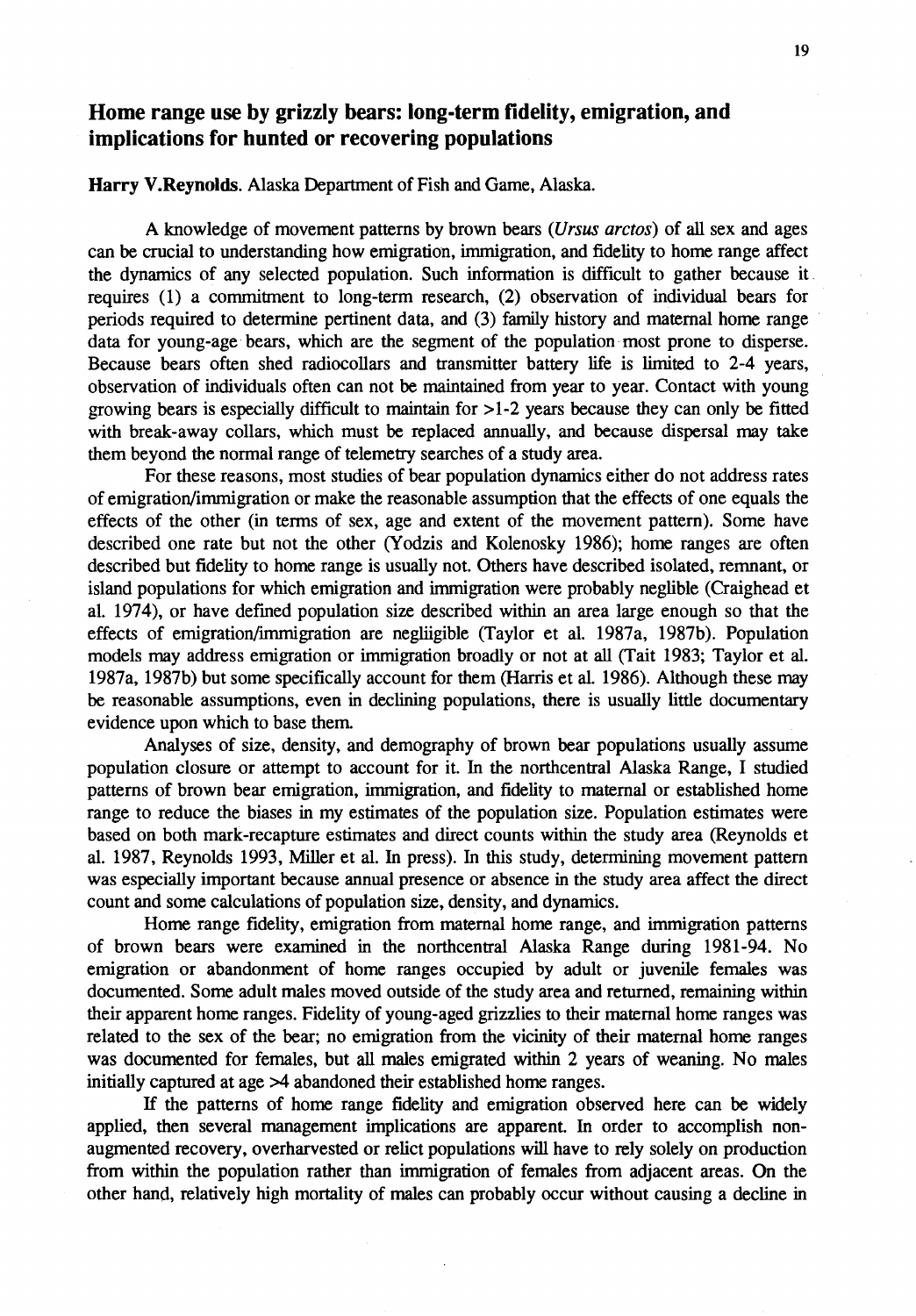# Home range use by grizzly bears: long-term fidelity, emigration, and implications for hunted or recovering populations

**Harry V.Reynolds.** Alaska Department of Fish and Game, Alaska.

A knowledge of movement patterns by brown bears (*Ursus arctos*) of all sex and ages can be crucial to understanding how emigration, immigration, and fidelity to home range affect the dynamics of any selected population. Such information is difficult to gather because it requires (1) a commitment to long-term research, (2) observation of individual bears for periods required to determine pertinent data, and (3) family history and maternal home range data for young-age bears, which are the segment of the population most prone to disperse. Because bears often shed radiocollars and transmitter battery life is limited to 2-4 years, observation of individuals often can not be maintained from year to year. Contact with young growing bears is especially difficult to maintain for >1-2 years because they can only be fitted with break-away collars, which must be replaced annually, and because dispersal may take them beyond the normal range of telemetry searches of a study area.

For these reasons, most studies of bear population dynamics either do not address rates of emigration/immigration or make the reasonable assumption that the effects of one equals the effects of the other (in terms of sex, age and extent of the movement pattern). Some have described one rate but not the other (Yodzis and Kolenosky 1986); home ranges are often described but fidelity to home range is usually not. Others have described isolated, remnant, or island populations for which emigration and immigration were probably neglible (Craighead et al. 1974), or have defined population size described within an area large enough so that the effects of emigration/immigration are negliigible (Taylor et al. 1987a, 1987b). Population models may address emigration or immigration broadly or not at all (Tait 1983; Taylor et al. 1987a, 1987b) but some specifically account for them (Harris et al. 1986). Although these may be reasonable assumptions, even in declining populations, there is usually little documentary evidence upon which to base them.

Analyses of size, density, and demography of brown bear populations usually assume population closure or attempt to account for it. In the northcentral Alaska Range, I studied patterns of brown bear emigration, immigration, and fidelity to maternal or established home range to reduce the biases in my estimates of the population size. Population estimates were based on both mark-recapture estimates and direct counts within the study area (Reynolds et al. 1987, Reynolds 1993, Miller et al. In press). In this study, determining movement pattern was especially important because annual presence or absence in the study area affect the direct count and some calculations of population size, density, and dynamics.

Home range fidelity, emigration from maternal home range, and immigration patterns of brown bears were examined in the northcentral Alaska Range during 1981-94. No emigration or abandonment of home ranges occupied by adult or juvenile females was documented. Some adult males moved outside of the study area and returned, remaining within their apparent home ranges. Fidelity of young-aged grizzlies to their maternal home ranges was related to the sex of the bear; no emigration from the vicinity of their maternal home ranges was documented for females, but all males emigrated within 2 years of weaning. No males initially captured at age >4 abandoned their established home ranges.

If the patterns of home range fidelity and emigration observed here can be widely applied, then several management implications are apparent. In order to accomplish non-augmented recovery, overharvested or relict populations will have to rely solely on production from within the population rather than immigration of females from adjacent areas. On the other hand, relatively high mortality of males can probably occur without causing a decline in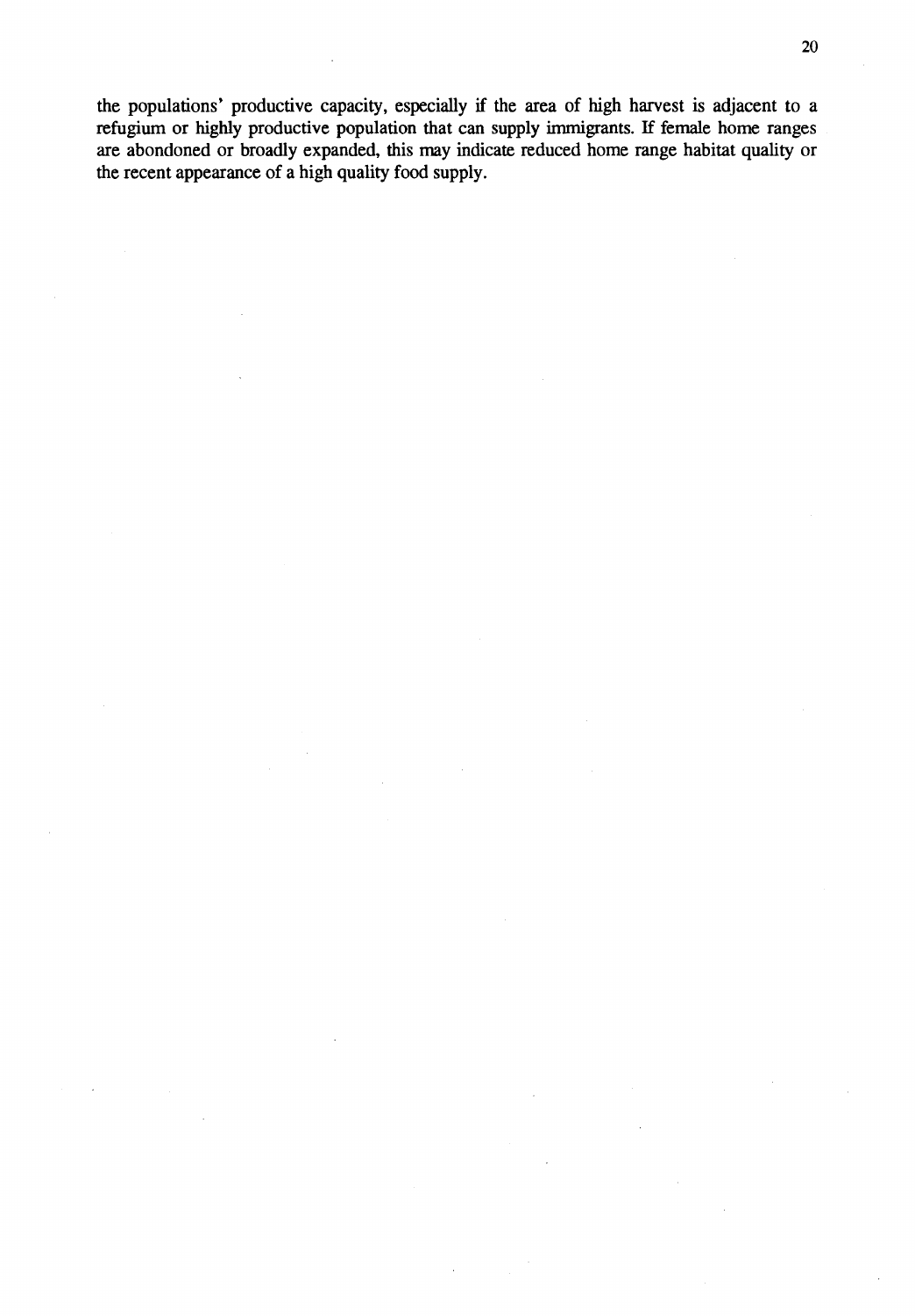the populations' productive capacity, especially if the area of high harvest is adjacent to a refugium or highly productive population that can supply immigrants. If female home ranges are abondoned or broadly expanded, this may indicate reduced home range habitat quality or the recent appearance of a high quality food supply.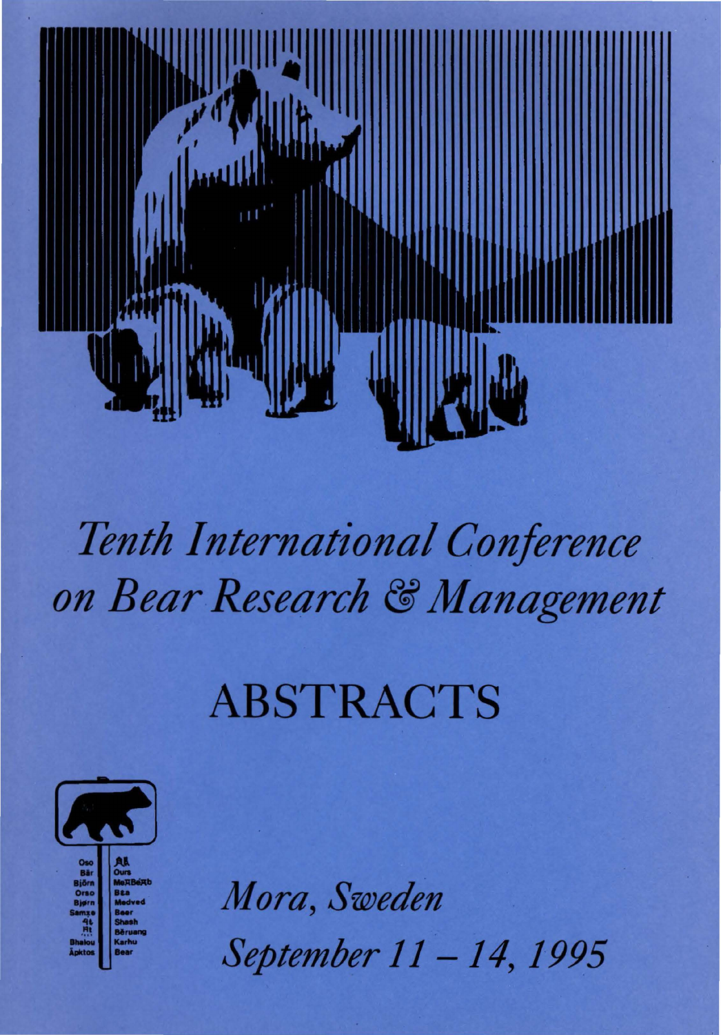# Tenth International Conference on Bear Research & Management

# ABSTRACTS

Oso
Bär
Björn
Orso
Bjørn
Samxe
Bhalou
Åpktos

Ours
MeдBeдb
Bea
Medved
Beer
Shash
Bëruang
Karhu
Bear

*Mora, Sweden*

*September 11 – 14, 1995*